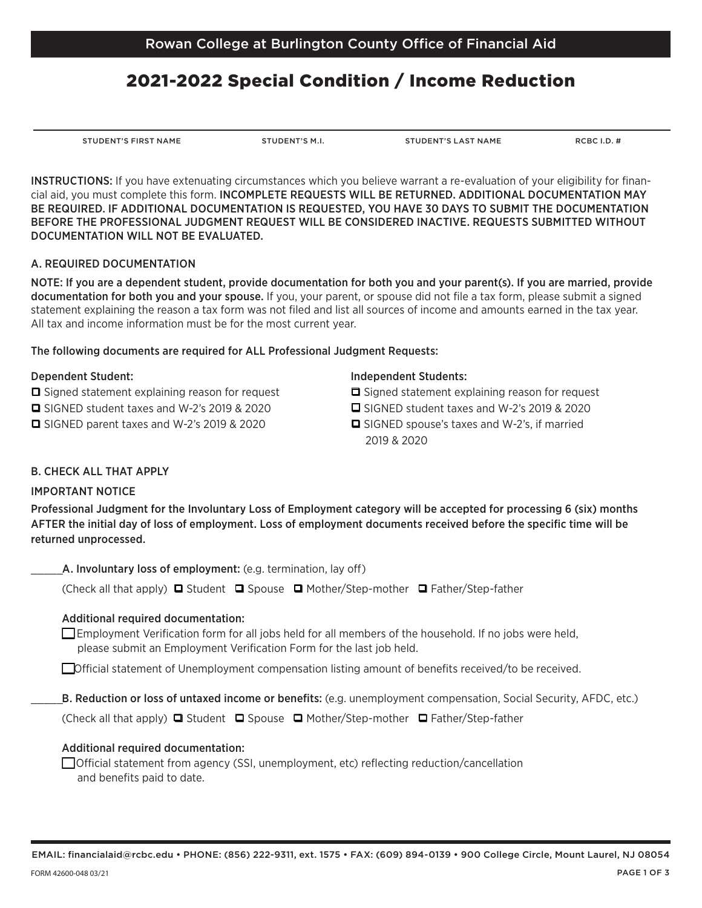Rowan College at Burlington County Office of Financial Aid

# 2021-2022 Special Condition / Income Reduction

| STUDENT'S FIRST NAME | STUDENT'S M.I. | STUDENT'S LAST NAME | RCBC I.D. # |
| --- | --- | --- | --- |
| | | | |

INSTRUCTIONS: If you have extenuating circumstances which you believe warrant a re-evaluation of your eligibility for financial aid, you must complete this form. INCOMPLETE REQUESTS WILL BE RETURNED. ADDITIONAL DOCUMENTATION MAY BE REQUIRED. IF ADDITIONAL DOCUMENTATION IS REQUESTED, YOU HAVE 30 DAYS TO SUBMIT THE DOCUMENTATION BEFORE THE PROFESSIONAL JUDGMENT REQUEST WILL BE CONSIDERED INACTIVE. REQUESTS SUBMITTED WITHOUT DOCUMENTATION WILL NOT BE EVALUATED.

## A. REQUIRED DOCUMENTATION

**NOTE: If you are a dependent student, provide documentation for both you and your parent(s). If you are married, provide documentation for both you and your spouse.** If you, your parent, or spouse did not file a tax form, please submit a signed statement explaining the reason a tax form was not filed and list all sources of income and amounts earned in the tax year. All tax and income information must be for the most current year.

**The following documents are required for ALL Professional Judgment Requests:**

Dependent Student:

- ☐ Signed statement explaining reason for request
- ☐ SIGNED student taxes and W-2's 2019 & 2020
- ☐ SIGNED parent taxes and W-2's 2019 & 2020

Independent Students:

- ☐ Signed statement explaining reason for request
- ☐ SIGNED student taxes and W-2's 2019 & 2020
- ☐ SIGNED spouse's taxes and W-2's, if married 2019 & 2020

## B. CHECK ALL THAT APPLY

IMPORTANT NOTICE

**Professional Judgment for the Involuntary Loss of Employment category will be accepted for processing 6 (six) months AFTER the initial day of loss of employment. Loss of employment documents received before the specific time will be returned unprocessed.**

______**A. Involuntary loss of employment:** (e.g. termination, lay off)

(Check all that apply) ☐ Student ☐ Spouse ☐ Mother/Step-mother ☐ Father/Step-father

**Additional required documentation:**

- ☐ Employment Verification form for all jobs held for all members of the household. If no jobs were held, please submit an Employment Verification Form for the last job held.
- ☐ Official statement of Unemployment compensation listing amount of benefits received/to be received.

______**B. Reduction or loss of untaxed income or benefits:** (e.g. unemployment compensation, Social Security, AFDC, etc.)

(Check all that apply) ☐ Student ☐ Spouse ☐ Mother/Step-mother ☐ Father/Step-father

**Additional required documentation:**

- ☐ Official statement from agency (SSI, unemployment, etc) reflecting reduction/cancellation and benefits paid to date.

EMAIL: financialaid@rcbc.edu • PHONE: (856) 222-9311, ext. 1575 • FAX: (609) 894-0139 • 900 College Circle, Mount Laurel, NJ 08054

FORM 42600-048 03/21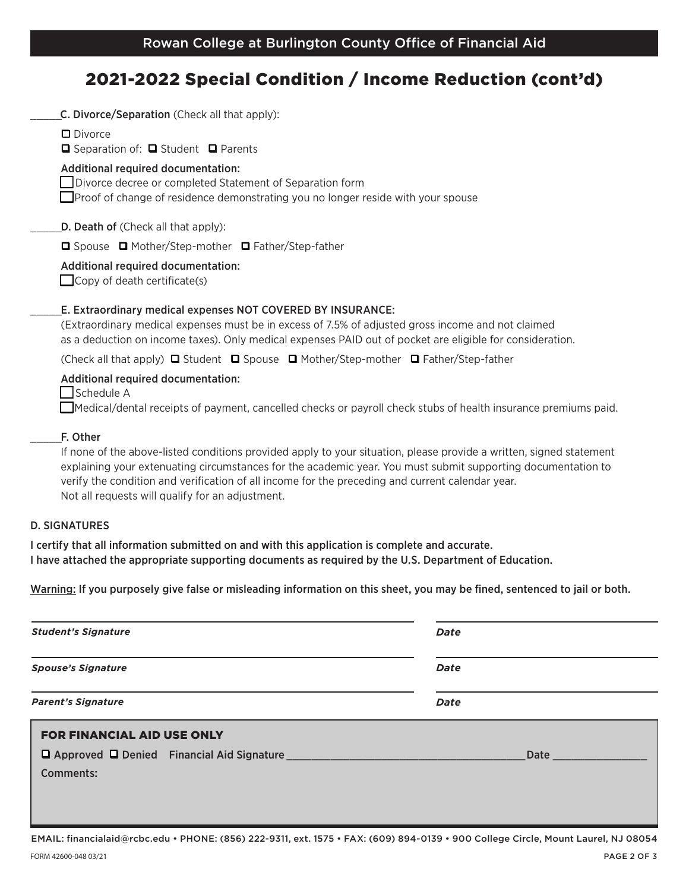# 2021-2022 Special Condition / Income Reduction (cont'd)

______C. **Divorce/Separation** (Check all that apply):

- ☐ Divorce
- ☐ Separation of: ☐ Student ☐ Parents

**Additional required documentation:**

- ☐ Divorce decree or completed Statement of Separation form
- ☐ Proof of change of residence demonstrating you no longer reside with your spouse

______D. **Death of** (Check all that apply):

☐ Spouse ☐ Mother/Step-mother ☐ Father/Step-father

**Additional required documentation:**

- ☐ Copy of death certificate(s)

______E. **Extraordinary medical expenses NOT COVERED BY INSURANCE:**

(Extraordinary medical expenses must be in excess of 7.5% of adjusted gross income and not claimed as a deduction on income taxes). Only medical expenses PAID out of pocket are eligible for consideration.

(Check all that apply) ☐ Student ☐ Spouse ☐ Mother/Step-mother ☐ Father/Step-father

**Additional required documentation:**

- ☐ Schedule A
- ☐ Medical/dental receipts of payment, cancelled checks or payroll check stubs of health insurance premiums paid.

______F. **Other**

If none of the above-listed conditions provided apply to your situation, please provide a written, signed statement explaining your extenuating circumstances for the academic year. You must submit supporting documentation to verify the condition and verification of all income for the preceding and current calendar year.
Not all requests will qualify for an adjustment.

## D. SIGNATURES

**I certify that all information submitted on and with this application is complete and accurate.**
**I have attached the appropriate supporting documents as required by the U.S. Department of Education.**

Warning: **If you purposely give false or misleading information on this sheet, you may be fined, sentenced to jail or both.**

______________________________ ______________________________
***Student's Signature*** ***Date***

______________________________ ______________________________
***Spouse's Signature*** ***Date***

______________________________ ______________________________
***Parent's Signature*** ***Date***

### FOR FINANCIAL AID USE ONLY

☐ Approved ☐ Denied Financial Aid Signature ______________________________ Date ______________

Comments:

EMAIL: financialaid@rcbc.edu • PHONE: (856) 222-9311, ext. 1575 • FAX: (609) 894-0139 • 900 College Circle, Mount Laurel, NJ 08054

FORM 42600-048 03/21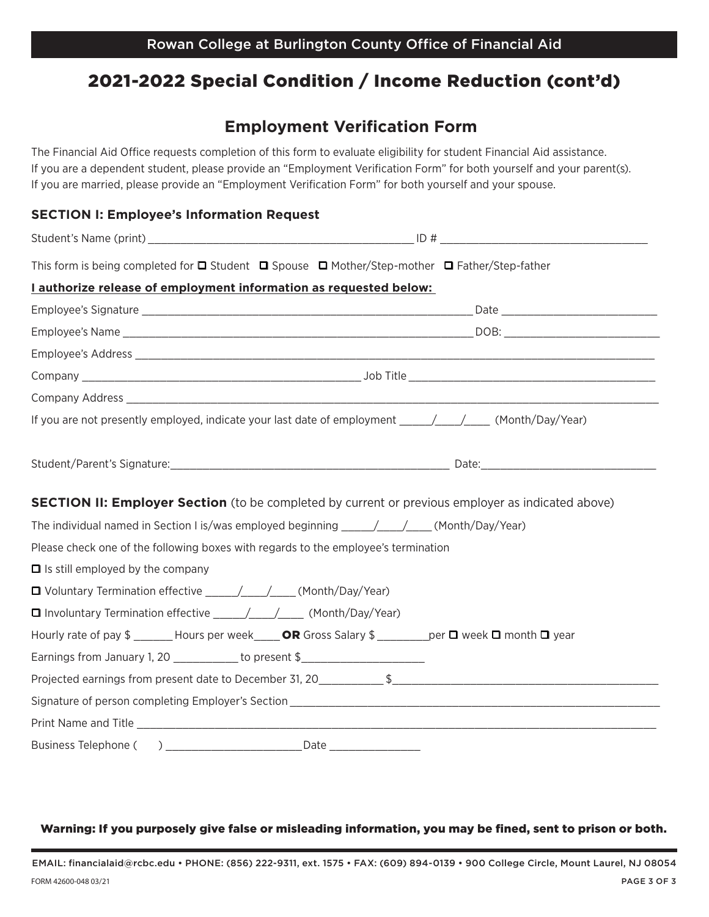Rowan College at Burlington County Office of Financial Aid

# 2021-2022 Special Condition / Income Reduction (cont'd)

## Employment Verification Form

The Financial Aid Office requests completion of this form to evaluate eligibility for student Financial Aid assistance.
If you are a dependent student, please provide an "Employment Verification Form" for both yourself and your parent(s).
If you are married, please provide an "Employment Verification Form" for both yourself and your spouse.

### SECTION I: Employee's Information Request

Student's Name (print) _____________________________________________ ID # ___________________________________

This form is being completed for ☐ Student ☐ Spouse ☐ Mother/Step-mother ☐ Father/Step-father

**I authorize release of employment information as requested below:**

Employee's Signature _______________________________________________________ Date __________________________

Employee's Name ___________________________________________________________ DOB: __________________________

Employee's Address _____________________________________________________________________________________

Company _______________________________________________ Job Title __________________________________________

Company Address ________________________________________________________________________________________

If you are not presently employed, indicate your last date of employment _____/____/____ (Month/Day/Year)

Student/Parent's Signature:_______________________________________________ Date:_____________________________

**SECTION II: Employer Section** (to be completed by current or previous employer as indicated above)

The individual named in Section I is/was employed beginning _____/____/____ (Month/Day/Year)

Please check one of the following boxes with regards to the employee's termination

☐ Is still employed by the company

☐ Voluntary Termination effective _____/____/____ (Month/Day/Year)

☐ Involuntary Termination effective _____/____/____ (Month/Day/Year)

Hourly rate of pay $ ______ Hours per week____ **OR** Gross Salary $ ________per ☐ week ☐ month ☐ year

Earnings from January 1, 20 ___________ to present $_____________________

Projected earnings from present date to December 31, 20___________ $_____________________________________________

Signature of person completing Employer's Section ________________________________________________________________

Print Name and Title ____________________________________________________________________________________

Business Telephone (     ) _______________________ Date _______________

**Warning: If you purposely give false or misleading information, you may be fined, sent to prison or both.**

EMAIL: financialaid@rcbc.edu • PHONE: (856) 222-9311, ext. 1575 • FAX: (609) 894-0139 • 900 College Circle, Mount Laurel, NJ 08054

FORM 42600-048 03/21